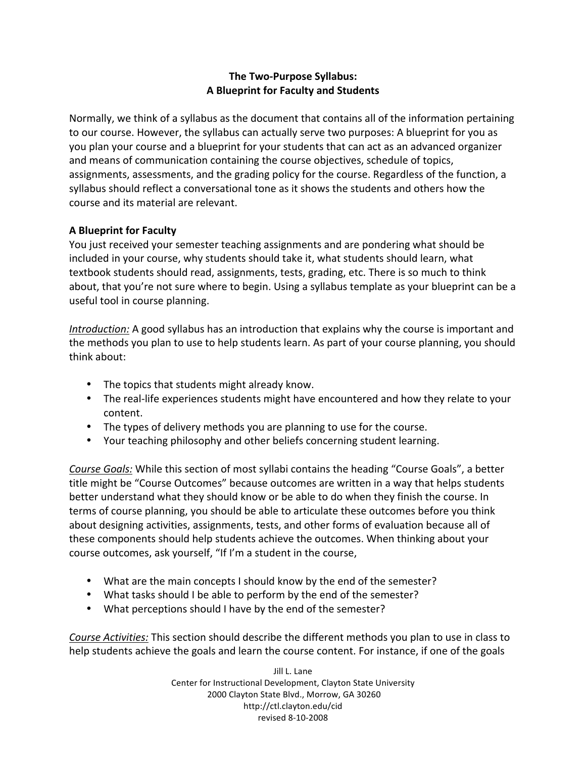# The Two-Purpose Syllabus:
# A Blueprint for Faculty and Students

Normally, we think of a syllabus as the document that contains all of the information pertaining to our course. However, the syllabus can actually serve two purposes: A blueprint for you as you plan your course and a blueprint for your students that can act as an advanced organizer and means of communication containing the course objectives, schedule of topics, assignments, assessments, and the grading policy for the course. Regardless of the function, a syllabus should reflect a conversational tone as it shows the students and others how the course and its material are relevant.

## A Blueprint for Faculty

You just received your semester teaching assignments and are pondering what should be included in your course, why students should take it, what students should learn, what textbook students should read, assignments, tests, grading, etc. There is so much to think about, that you're not sure where to begin. Using a syllabus template as your blueprint can be a useful tool in course planning.

*Introduction:* A good syllabus has an introduction that explains why the course is important and the methods you plan to use to help students learn. As part of your course planning, you should think about:

- The topics that students might already know.
- The real-life experiences students might have encountered and how they relate to your content.
- The types of delivery methods you are planning to use for the course.
- Your teaching philosophy and other beliefs concerning student learning.

*Course Goals:* While this section of most syllabi contains the heading "Course Goals", a better title might be "Course Outcomes" because outcomes are written in a way that helps students better understand what they should know or be able to do when they finish the course. In terms of course planning, you should be able to articulate these outcomes before you think about designing activities, assignments, tests, and other forms of evaluation because all of these components should help students achieve the outcomes. When thinking about your course outcomes, ask yourself, "If I'm a student in the course,

- What are the main concepts I should know by the end of the semester?
- What tasks should I be able to perform by the end of the semester?
- What perceptions should I have by the end of the semester?

*Course Activities:* This section should describe the different methods you plan to use in class to help students achieve the goals and learn the course content. For instance, if one of the goals

Jill L. Lane
Center for Instructional Development, Clayton State University
2000 Clayton State Blvd., Morrow, GA 30260
http://ctl.clayton.edu/cid
revised 8-10-2008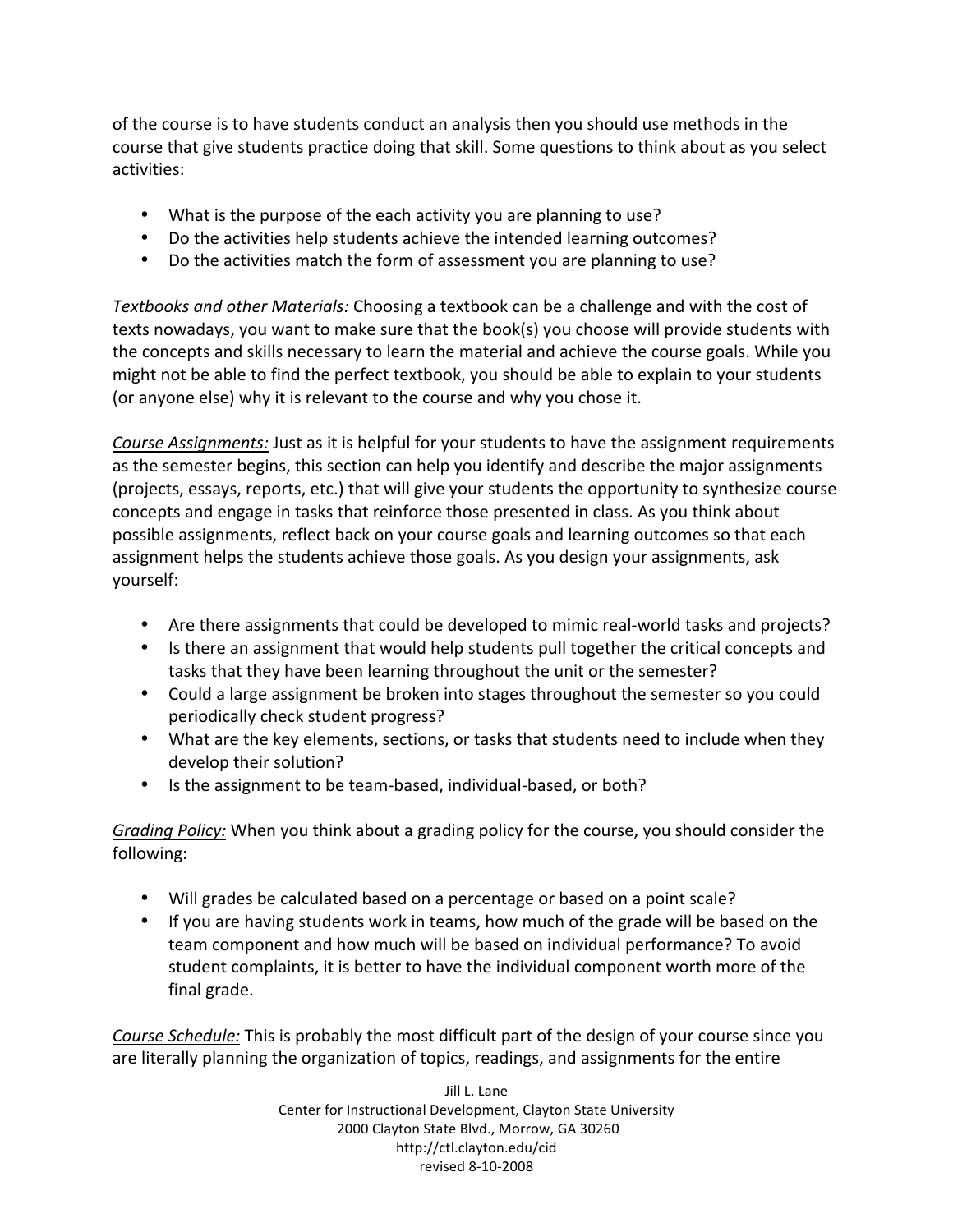of the course is to have students conduct an analysis then you should use methods in the course that give students practice doing that skill. Some questions to think about as you select activities:

- What is the purpose of the each activity you are planning to use?
- Do the activities help students achieve the intended learning outcomes?
- Do the activities match the form of assessment you are planning to use?

*Textbooks and other Materials:* Choosing a textbook can be a challenge and with the cost of texts nowadays, you want to make sure that the book(s) you choose will provide students with the concepts and skills necessary to learn the material and achieve the course goals. While you might not be able to find the perfect textbook, you should be able to explain to your students (or anyone else) why it is relevant to the course and why you chose it.

*Course Assignments:* Just as it is helpful for your students to have the assignment requirements as the semester begins, this section can help you identify and describe the major assignments (projects, essays, reports, etc.) that will give your students the opportunity to synthesize course concepts and engage in tasks that reinforce those presented in class. As you think about possible assignments, reflect back on your course goals and learning outcomes so that each assignment helps the students achieve those goals. As you design your assignments, ask yourself:

- Are there assignments that could be developed to mimic real-world tasks and projects?
- Is there an assignment that would help students pull together the critical concepts and tasks that they have been learning throughout the unit or the semester?
- Could a large assignment be broken into stages throughout the semester so you could periodically check student progress?
- What are the key elements, sections, or tasks that students need to include when they develop their solution?
- Is the assignment to be team-based, individual-based, or both?

*Grading Policy:* When you think about a grading policy for the course, you should consider the following:

- Will grades be calculated based on a percentage or based on a point scale?
- If you are having students work in teams, how much of the grade will be based on the team component and how much will be based on individual performance? To avoid student complaints, it is better to have the individual component worth more of the final grade.

*Course Schedule:* This is probably the most difficult part of the design of your course since you are literally planning the organization of topics, readings, and assignments for the entire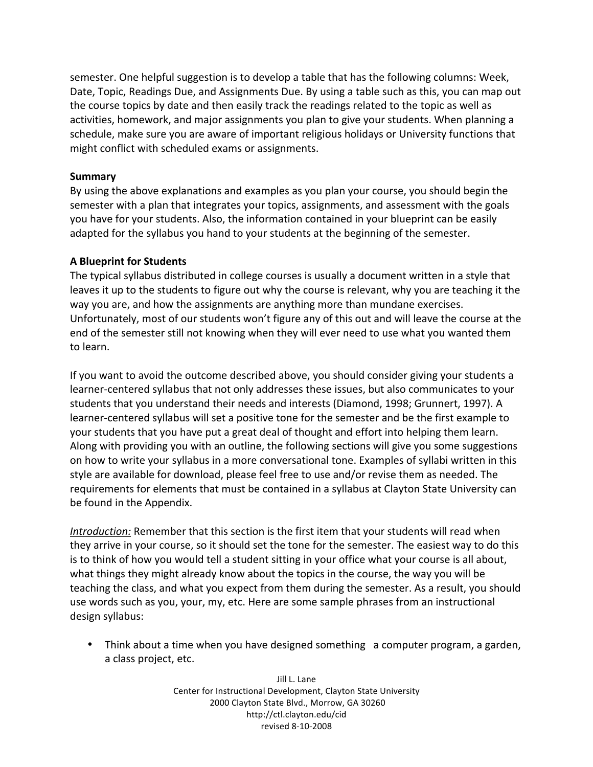semester. One helpful suggestion is to develop a table that has the following columns: Week, Date, Topic, Readings Due, and Assignments Due. By using a table such as this, you can map out the course topics by date and then easily track the readings related to the topic as well as activities, homework, and major assignments you plan to give your students. When planning a schedule, make sure you are aware of important religious holidays or University functions that might conflict with scheduled exams or assignments.

**Summary**

By using the above explanations and examples as you plan your course, you should begin the semester with a plan that integrates your topics, assignments, and assessment with the goals you have for your students. Also, the information contained in your blueprint can be easily adapted for the syllabus you hand to your students at the beginning of the semester.

**A Blueprint for Students**

The typical syllabus distributed in college courses is usually a document written in a style that leaves it up to the students to figure out why the course is relevant, why you are teaching it the way you are, and how the assignments are anything more than mundane exercises. Unfortunately, most of our students won't figure any of this out and will leave the course at the end of the semester still not knowing when they will ever need to use what you wanted them to learn.

If you want to avoid the outcome described above, you should consider giving your students a learner-centered syllabus that not only addresses these issues, but also communicates to your students that you understand their needs and interests (Diamond, 1998; Grunnert, 1997). A learner-centered syllabus will set a positive tone for the semester and be the first example to your students that you have put a great deal of thought and effort into helping them learn. Along with providing you with an outline, the following sections will give you some suggestions on how to write your syllabus in a more conversational tone. Examples of syllabi written in this style are available for download, please feel free to use and/or revise them as needed. The requirements for elements that must be contained in a syllabus at Clayton State University can be found in the Appendix.

_Introduction:_ Remember that this section is the first item that your students will read when they arrive in your course, so it should set the tone for the semester. The easiest way to do this is to think of how you would tell a student sitting in your office what your course is all about, what things they might already know about the topics in the course, the way you will be teaching the class, and what you expect from them during the semester. As a result, you should use words such as you, your, my, etc. Here are some sample phrases from an instructional design syllabus:

- Think about a time when you have designed something   a computer program, a garden, a class project, etc.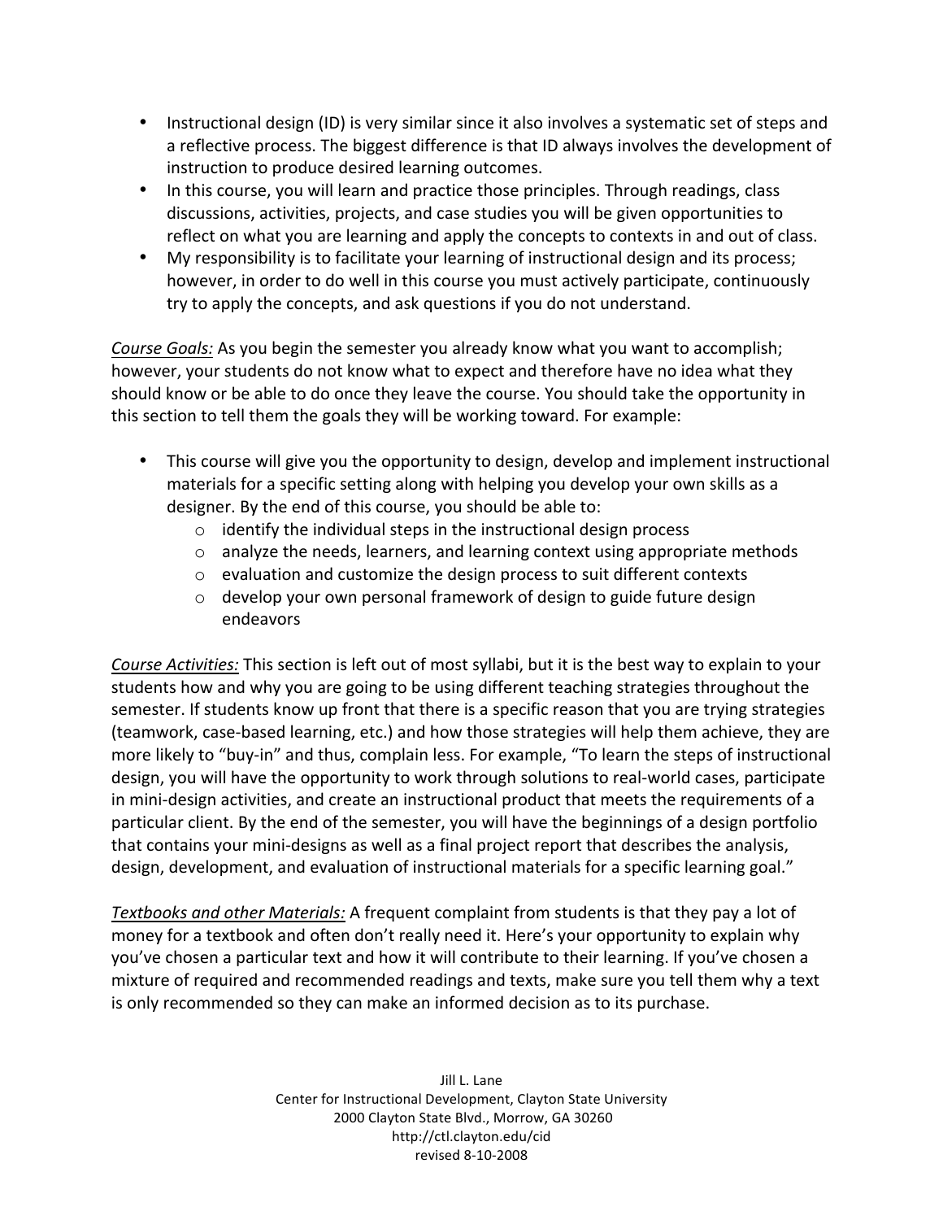- Instructional design (ID) is very similar since it also involves a systematic set of steps and a reflective process. The biggest difference is that ID always involves the development of instruction to produce desired learning outcomes.
- In this course, you will learn and practice those principles. Through readings, class discussions, activities, projects, and case studies you will be given opportunities to reflect on what you are learning and apply the concepts to contexts in and out of class.
- My responsibility is to facilitate your learning of instructional design and its process; however, in order to do well in this course you must actively participate, continuously try to apply the concepts, and ask questions if you do not understand.

*Course Goals:* As you begin the semester you already know what you want to accomplish; however, your students do not know what to expect and therefore have no idea what they should know or be able to do once they leave the course. You should take the opportunity in this section to tell them the goals they will be working toward. For example:

- This course will give you the opportunity to design, develop and implement instructional materials for a specific setting along with helping you develop your own skills as a designer. By the end of this course, you should be able to:
  - identify the individual steps in the instructional design process
  - analyze the needs, learners, and learning context using appropriate methods
  - evaluation and customize the design process to suit different contexts
  - develop your own personal framework of design to guide future design endeavors

*Course Activities:* This section is left out of most syllabi, but it is the best way to explain to your students how and why you are going to be using different teaching strategies throughout the semester. If students know up front that there is a specific reason that you are trying strategies (teamwork, case-based learning, etc.) and how those strategies will help them achieve, they are more likely to "buy-in" and thus, complain less. For example, "To learn the steps of instructional design, you will have the opportunity to work through solutions to real-world cases, participate in mini-design activities, and create an instructional product that meets the requirements of a particular client. By the end of the semester, you will have the beginnings of a design portfolio that contains your mini-designs as well as a final project report that describes the analysis, design, development, and evaluation of instructional materials for a specific learning goal."

*Textbooks and other Materials:* A frequent complaint from students is that they pay a lot of money for a textbook and often don't really need it. Here's your opportunity to explain why you've chosen a particular text and how it will contribute to their learning. If you've chosen a mixture of required and recommended readings and texts, make sure you tell them why a text is only recommended so they can make an informed decision as to its purchase.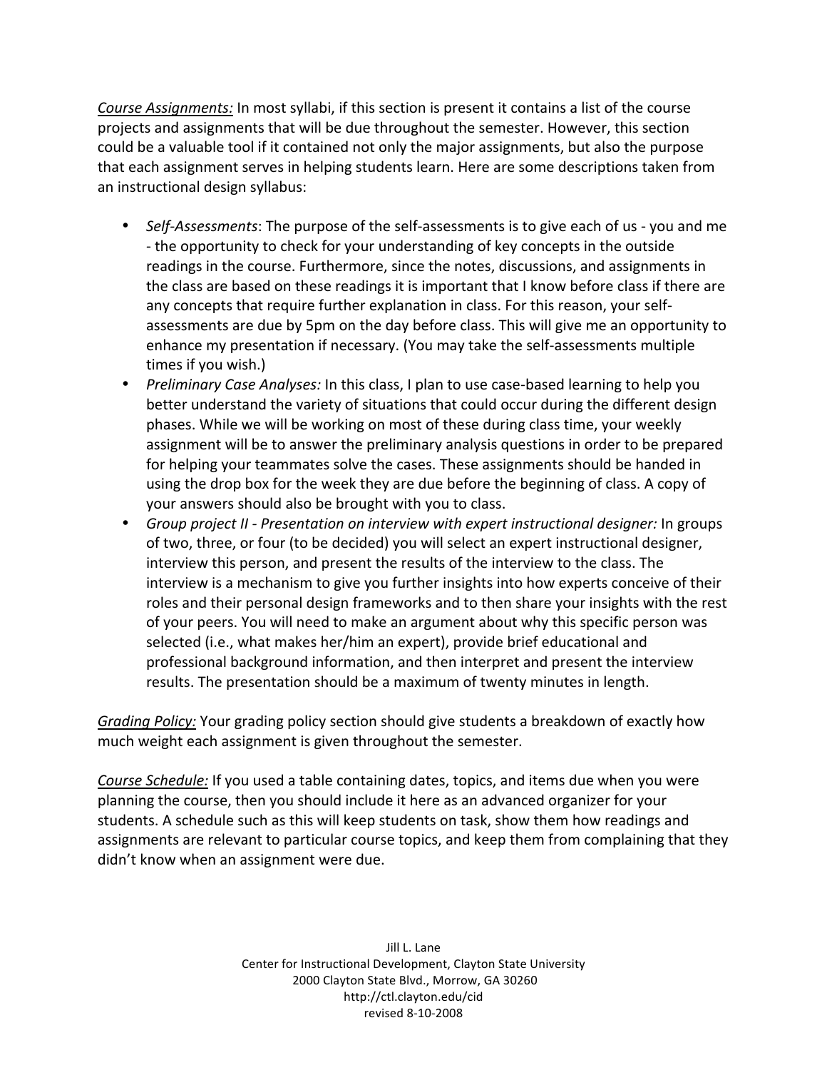*Course Assignments:* In most syllabi, if this section is present it contains a list of the course projects and assignments that will be due throughout the semester. However, this section could be a valuable tool if it contained not only the major assignments, but also the purpose that each assignment serves in helping students learn. Here are some descriptions taken from an instructional design syllabus:

- *Self-Assessments*: The purpose of the self-assessments is to give each of us - you and me - the opportunity to check for your understanding of key concepts in the outside readings in the course. Furthermore, since the notes, discussions, and assignments in the class are based on these readings it is important that I know before class if there are any concepts that require further explanation in class. For this reason, your self-assessments are due by 5pm on the day before class. This will give me an opportunity to enhance my presentation if necessary. (You may take the self-assessments multiple times if you wish.)
- *Preliminary Case Analyses:* In this class, I plan to use case-based learning to help you better understand the variety of situations that could occur during the different design phases. While we will be working on most of these during class time, your weekly assignment will be to answer the preliminary analysis questions in order to be prepared for helping your teammates solve the cases. These assignments should be handed in using the drop box for the week they are due before the beginning of class. A copy of your answers should also be brought with you to class.
- *Group project II - Presentation on interview with expert instructional designer:* In groups of two, three, or four (to be decided) you will select an expert instructional designer, interview this person, and present the results of the interview to the class. The interview is a mechanism to give you further insights into how experts conceive of their roles and their personal design frameworks and to then share your insights with the rest of your peers. You will need to make an argument about why this specific person was selected (i.e., what makes her/him an expert), provide brief educational and professional background information, and then interpret and present the interview results. The presentation should be a maximum of twenty minutes in length.

*Grading Policy:* Your grading policy section should give students a breakdown of exactly how much weight each assignment is given throughout the semester.

*Course Schedule:* If you used a table containing dates, topics, and items due when you were planning the course, then you should include it here as an advanced organizer for your students. A schedule such as this will keep students on task, show them how readings and assignments are relevant to particular course topics, and keep them from complaining that they didn't know when an assignment were due.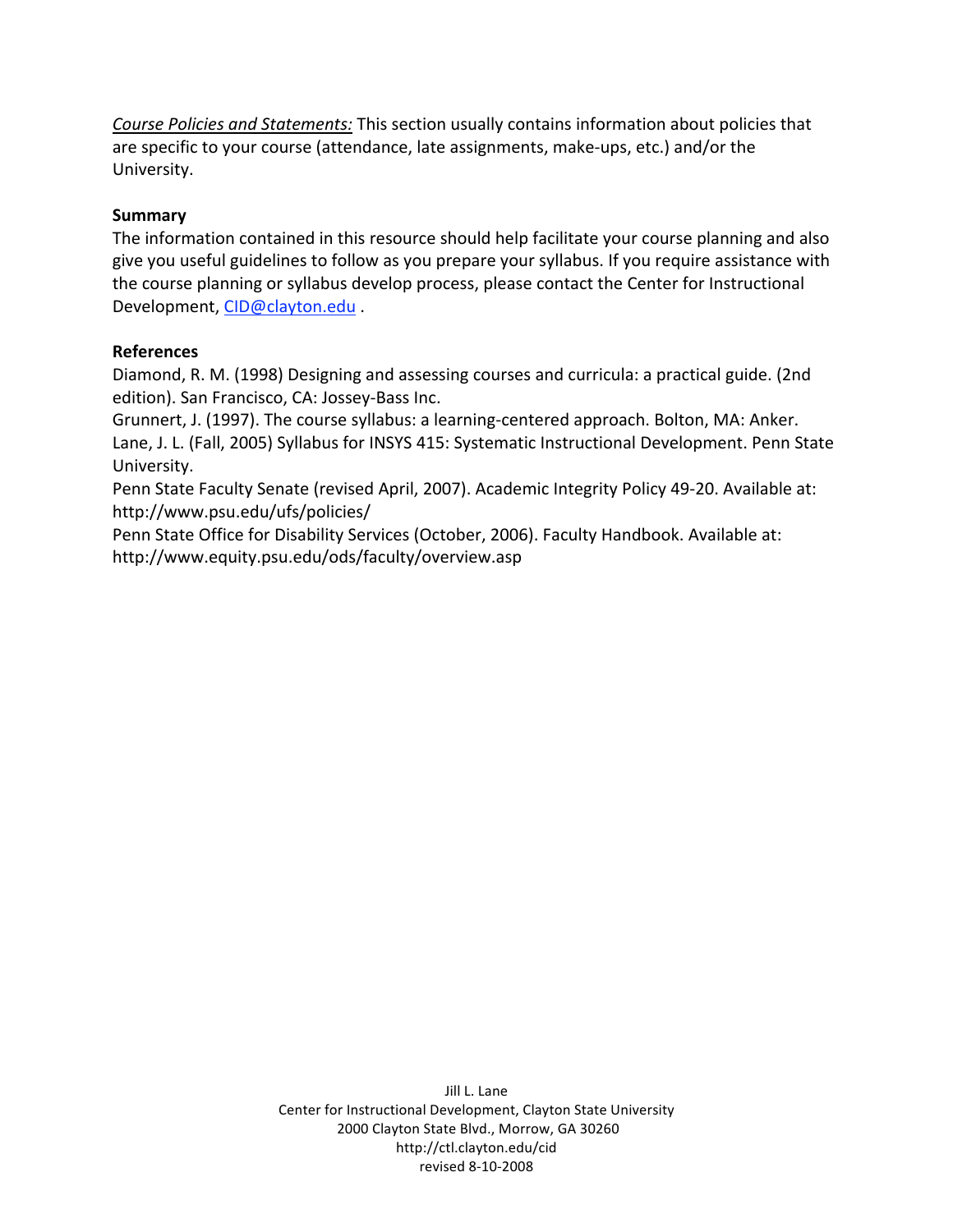*Course Policies and Statements:* This section usually contains information about policies that are specific to your course (attendance, late assignments, make-ups, etc.) and/or the University.

**Summary**

The information contained in this resource should help facilitate your course planning and also give you useful guidelines to follow as you prepare your syllabus. If you require assistance with the course planning or syllabus develop process, please contact the Center for Instructional Development, CID@clayton.edu .

**References**

Diamond, R. M. (1998) Designing and assessing courses and curricula: a practical guide. (2nd edition). San Francisco, CA: Jossey-Bass Inc.

Grunnert, J. (1997). The course syllabus: a learning-centered approach. Bolton, MA: Anker.

Lane, J. L. (Fall, 2005) Syllabus for INSYS 415: Systematic Instructional Development. Penn State University.

Penn State Faculty Senate (revised April, 2007). Academic Integrity Policy 49-20. Available at: http://www.psu.edu/ufs/policies/

Penn State Office for Disability Services (October, 2006). Faculty Handbook. Available at: http://www.equity.psu.edu/ods/faculty/overview.asp

Jill L. Lane
Center for Instructional Development, Clayton State University
2000 Clayton State Blvd., Morrow, GA 30260
http://ctl.clayton.edu/cid
revised 8-10-2008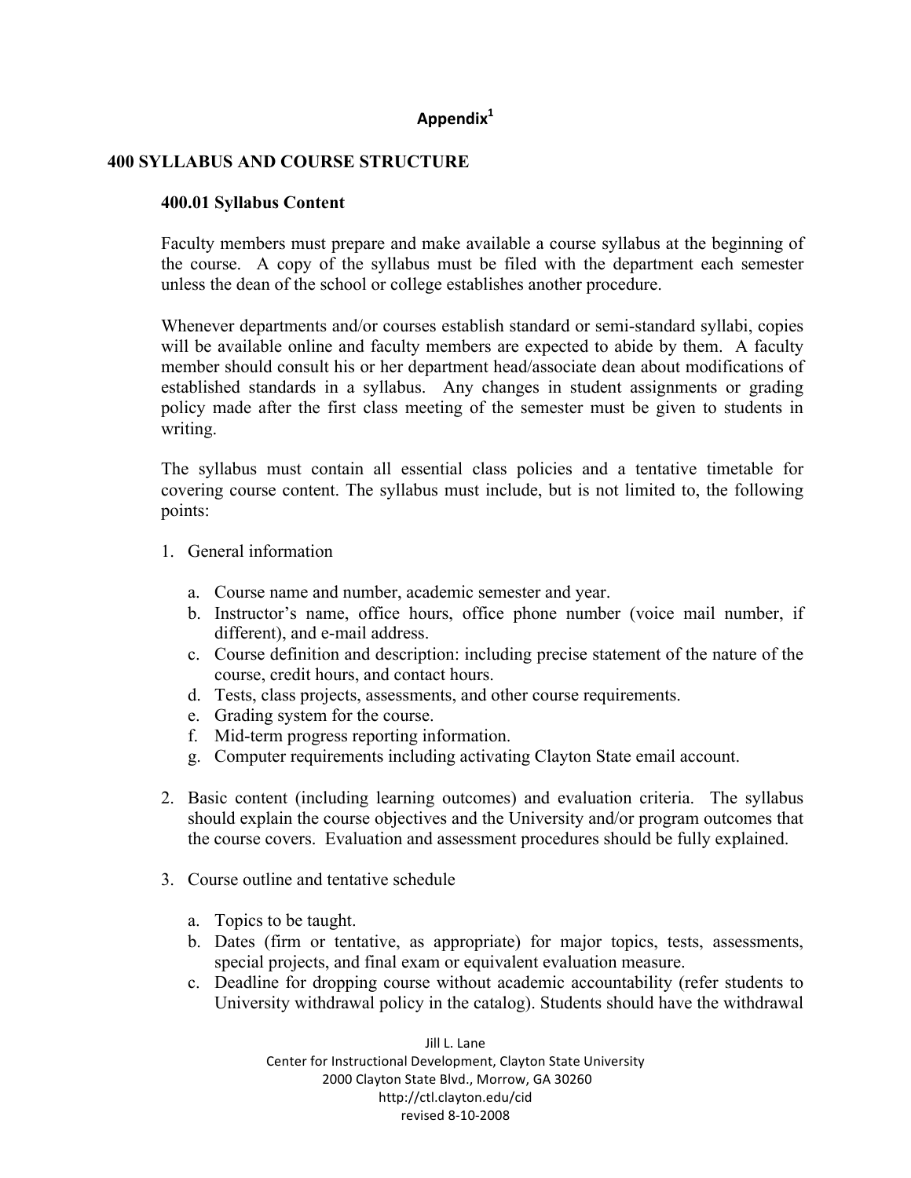## Appendix[1]

## 400 SYLLABUS AND COURSE STRUCTURE

### 400.01 Syllabus Content

Faculty members must prepare and make available a course syllabus at the beginning of the course. A copy of the syllabus must be filed with the department each semester unless the dean of the school or college establishes another procedure.

Whenever departments and/or courses establish standard or semi-standard syllabi, copies will be available online and faculty members are expected to abide by them. A faculty member should consult his or her department head/associate dean about modifications of established standards in a syllabus. Any changes in student assignments or grading policy made after the first class meeting of the semester must be given to students in writing.

The syllabus must contain all essential class policies and a tentative timetable for covering course content. The syllabus must include, but is not limited to, the following points:

1. General information

   a. Course name and number, academic semester and year.
   b. Instructor's name, office hours, office phone number (voice mail number, if different), and e-mail address.
   c. Course definition and description: including precise statement of the nature of the course, credit hours, and contact hours.
   d. Tests, class projects, assessments, and other course requirements.
   e. Grading system for the course.
   f. Mid-term progress reporting information.
   g. Computer requirements including activating Clayton State email account.

2. Basic content (including learning outcomes) and evaluation criteria. The syllabus should explain the course objectives and the University and/or program outcomes that the course covers. Evaluation and assessment procedures should be fully explained.

3. Course outline and tentative schedule

   a. Topics to be taught.
   b. Dates (firm or tentative, as appropriate) for major topics, tests, assessments, special projects, and final exam or equivalent evaluation measure.
   c. Deadline for dropping course without academic accountability (refer students to University withdrawal policy in the catalog). Students should have the withdrawal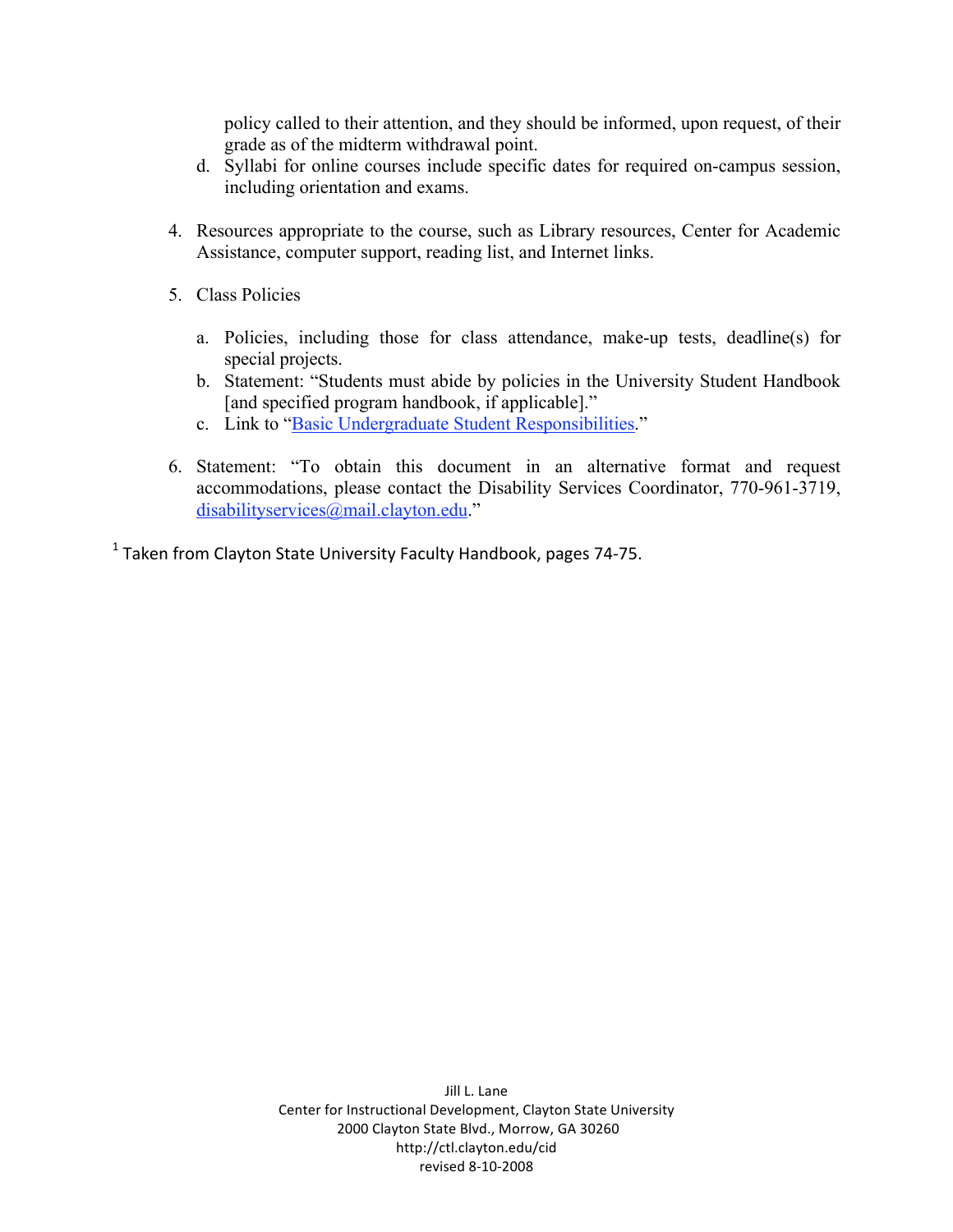policy called to their attention, and they should be informed, upon request, of their grade as of the midterm withdrawal point.

   d. Syllabi for online courses include specific dates for required on-campus session, including orientation and exams.

4. Resources appropriate to the course, such as Library resources, Center for Academic Assistance, computer support, reading list, and Internet links.

5. Class Policies

   a. Policies, including those for class attendance, make-up tests, deadline(s) for special projects.
   b. Statement: "Students must abide by policies in the University Student Handbook [and specified program handbook, if applicable]."
   c. Link to "Basic Undergraduate Student Responsibilities."

6. Statement: "To obtain this document in an alternative format and request accommodations, please contact the Disability Services Coordinator, 770-961-3719, disabilityservices@mail.clayton.edu."

[1] Taken from Clayton State University Faculty Handbook, pages 74-75.

Jill L. Lane
Center for Instructional Development, Clayton State University
2000 Clayton State Blvd., Morrow, GA 30260
http://ctl.clayton.edu/cid
revised 8-10-2008